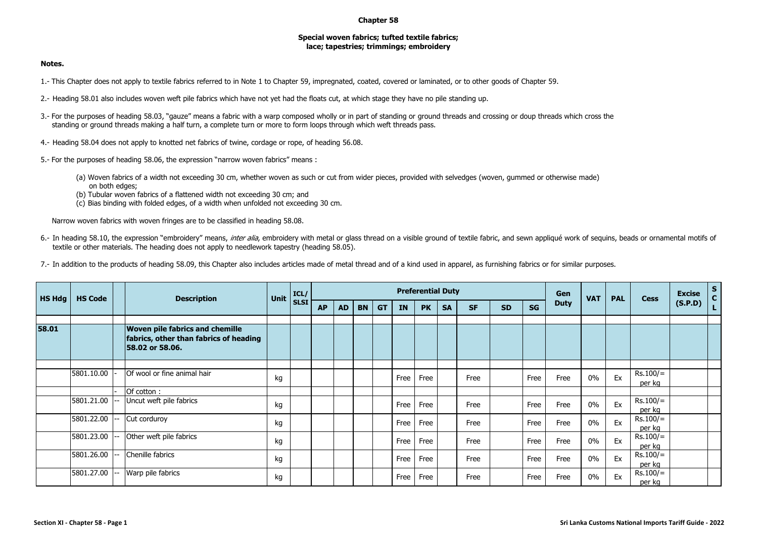# Chapter 58

## Special woven fabrics; tufted textile fabrics; lace; tapestries; trimmings; embroidery

**Notes.**

1.- This Chapter does not apply to textile fabrics referred to in Note 1 to Chapter 59, impregnated, coated, covered or laminated, or to other goods of Chapter 59.

2.- Heading 58.01 also includes woven weft pile fabrics which have not yet had the floats cut, at which stage they have no pile standing up.

3.- For the purposes of heading 58.03, "gauze" means a fabric with a warp composed wholly or in part of standing or ground threads and crossing or doup threads which cross the standing or ground threads making a half turn, a complete turn or more to form loops through which weft threads pass.

4.- Heading 58.04 does not apply to knotted net fabrics of twine, cordage or rope, of heading 56.08.

5.- For the purposes of heading 58.06, the expression "narrow woven fabrics" means :

(a) Woven fabrics of a width not exceeding 30 cm, whether woven as such or cut from wider pieces, provided with selvedges (woven, gummed or otherwise made) on both edges;
(b) Tubular woven fabrics of a flattened width not exceeding 30 cm; and
(c) Bias binding with folded edges, of a width when unfolded not exceeding 30 cm.

Narrow woven fabrics with woven fringes are to be classified in heading 58.08.

6.- In heading 58.10, the expression "embroidery" means, *inter alia*, embroidery with metal or glass thread on a visible ground of textile fabric, and sewn appliqué work of sequins, beads or ornamental motifs of textile or other materials. The heading does not apply to needlework tapestry (heading 58.05).

7.- In addition to the products of heading 58.09, this Chapter also includes articles made of metal thread and of a kind used in apparel, as furnishing fabrics or for similar purposes.

| HS Hdg | HS Code | | Description | Unit | ICL/ SLSI | Preferential Duty | | | | | | | | | | Gen Duty | VAT | PAL | Cess | Excise (S.P.D) | SCL |
|---|---|---|---|---|---|---|---|---|---|---|---|---|---|---|---|---|---|---|---|---|---|
| | | | | | | AP | AD | BN | GT | IN | PK | SA | SF | SD | SG | | | | | | |
| 58.01 | | | **Woven pile fabrics and chemille fabrics, other than fabrics of heading 58.02 or 58.06.** | | | | | | | | | | | | | | | | | | |
| | 5801.10.00 | - | Of wool or fine animal hair | kg | | | | | | Free | Free | | Free | | Free | Free | 0% | Ex | Rs.100/= per kg | | |
| | | - | Of cotton : | | | | | | | | | | | | | | | | | | |
| | 5801.21.00 | -- | Uncut weft pile fabrics | kg | | | | | | Free | Free | | Free | | Free | Free | 0% | Ex | Rs.100/= per kg | | |
| | 5801.22.00 | -- | Cut corduroy | kg | | | | | | Free | Free | | Free | | Free | Free | 0% | Ex | Rs.100/= per kg | | |
| | 5801.23.00 | -- | Other weft pile fabrics | kg | | | | | | Free | Free | | Free | | Free | Free | 0% | Ex | Rs.100/= per kg | | |
| | 5801.26.00 | -- | Chenille fabrics | kg | | | | | | Free | Free | | Free | | Free | Free | 0% | Ex | Rs.100/= per kg | | |
| | 5801.27.00 | -- | Warp pile fabrics | kg | | | | | | Free | Free | | Free | | Free | Free | 0% | Ex | Rs.100/= per kg | | |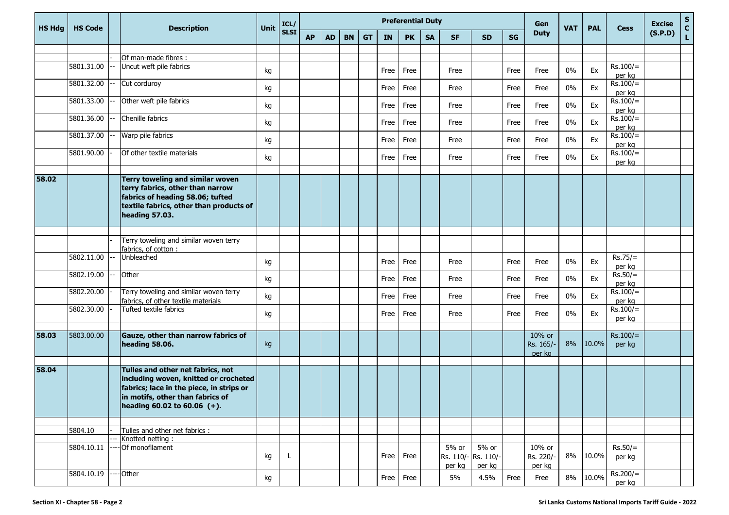| HS Hdg | HS Code | | Description | Unit | ICL/ SLSI | Preferential Duty | | | | | | | | | | Gen Duty | VAT | PAL | Cess | Excise (S.P.D) | S C L |
|---|---|---|---|---|---|---|---|---|---|---|---|---|---|---|---|---|---|---|---|---|---|
| | | | | | | AP | AD | BN | GT | IN | PK | SA | SF | SD | SG | | | | | | |
| | | | | | | | | | | | | | | | | | | | | | |
| | | - | Of man-made fibres : | | | | | | | | | | | | | | | | | | |
| | 5801.31.00 | -- | Uncut weft pile fabrics | kg | | | | | | Free | Free | | Free | | Free | Free | 0% | Ex | Rs.100/= per kg | | |
| | 5801.32.00 | -- | Cut corduroy | kg | | | | | | Free | Free | | Free | | Free | Free | 0% | Ex | Rs.100/= per kg | | |
| | 5801.33.00 | -- | Other weft pile fabrics | kg | | | | | | Free | Free | | Free | | Free | Free | 0% | Ex | Rs.100/= per kg | | |
| | 5801.36.00 | -- | Chenille fabrics | kg | | | | | | Free | Free | | Free | | Free | Free | 0% | Ex | Rs.100/= per kg | | |
| | 5801.37.00 | -- | Warp pile fabrics | kg | | | | | | Free | Free | | Free | | Free | Free | 0% | Ex | Rs.100/= per kg | | |
| | 5801.90.00 | - | Of other textile materials | kg | | | | | | Free | Free | | Free | | Free | Free | 0% | Ex | Rs.100/= per kg | | |
| | | | | | | | | | | | | | | | | | | | | | |
| **58.02** | | | **Terry toweling and similar woven terry fabrics, other than narrow fabrics of heading 58.06; tufted textile fabrics, other than products of heading 57.03.** | | | | | | | | | | | | | | | | | | |
| | | | | | | | | | | | | | | | | | | | | | |
| | | - | Terry toweling and similar woven terry fabrics, of cotton : | | | | | | | | | | | | | | | | | | |
| | 5802.11.00 | -- | Unbleached | kg | | | | | | Free | Free | | Free | | Free | Free | 0% | Ex | Rs.75/= per kg | | |
| | 5802.19.00 | -- | Other | kg | | | | | | Free | Free | | Free | | Free | Free | 0% | Ex | Rs.50/= per kg | | |
| | 5802.20.00 | - | Terry toweling and similar woven terry fabrics, of other textile materials | kg | | | | | | Free | Free | | Free | | Free | Free | 0% | Ex | Rs.100/= per kg | | |
| | 5802.30.00 | - | Tufted textile fabrics | kg | | | | | | Free | Free | | Free | | Free | Free | 0% | Ex | Rs.100/= per kg | | |
| | | | | | | | | | | | | | | | | | | | | | |
| **58.03** | 5803.00.00 | | **Gauze, other than narrow fabrics of heading 58.06.** | kg | | | | | | | | | | | | 10% or Rs. 165/- per kg | 8% | 10.0% | Rs.100/= per kg | | |
| | | | | | | | | | | | | | | | | | | | | | |
| **58.04** | | | **Tulles and other net fabrics, not including woven, knitted or crocheted fabrics; lace in the piece, in strips or in motifs, other than fabrics of heading 60.02 to 60.06 (+).** | | | | | | | | | | | | | | | | | | |
| | | | | | | | | | | | | | | | | | | | | | |
| | 5804.10 | - | Tulles and other net fabrics : | | | | | | | | | | | | | | | | | | |
| | | --- | Knotted netting : | | | | | | | | | | | | | | | | | | |
| | 5804.10.11 | ---- | Of monofilament | kg | L | | | | | Free | Free | | 5% or Rs. 110/- per kg | 5% or Rs. 110/- per kg | | 10% or Rs. 220/- per kg | 8% | 10.0% | Rs.50/= per kg | | |
| | 5804.10.19 | ---- | Other | kg | | | | | | Free | Free | | 5% | 4.5% | Free | Free | 8% | 10.0% | Rs.200/= per kg | | |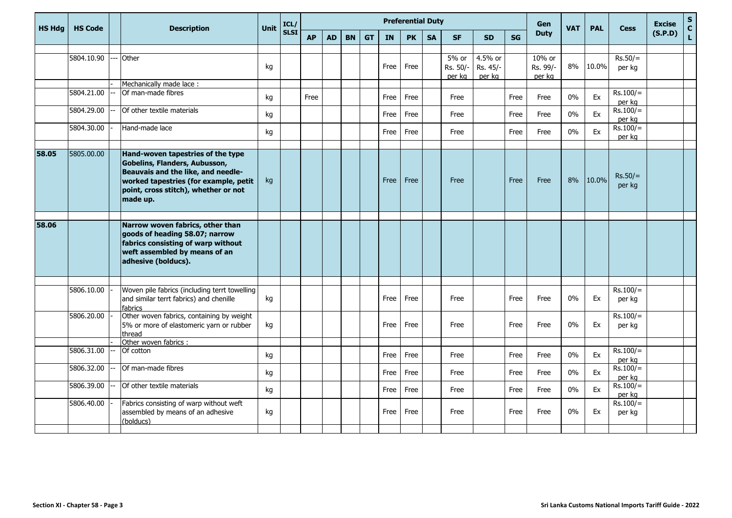| HS Hdg | HS Code | | Description | Unit | ICL/ SLSI | Preferential Duty | | | | | | | | | | Gen Duty | VAT | PAL | Cess | Excise (S.P.D) | S C L |
|---|---|---|---|---|---|---|---|---|---|---|---|---|---|---|---|---|---|---|---|---|---|
| | | | | | | AP | AD | BN | GT | IN | PK | SA | SF | SD | SG | | | | | | |
| | | | | | | | | | | | | | | | | | | | | | |
| | 5804.10.90 | --- | Other | kg | | | | | | Free | Free | | 5% or Rs. 50/- per kg | 4.5% or Rs. 45/- per kg | | 10% or Rs. 99/- per kg | 8% | 10.0% | Rs.50/= per kg | | |
| | | - | Mechanically made lace : | | | | | | | | | | | | | | | | | | |
| | 5804.21.00 | -- | Of man-made fibres | kg | | Free | | | | Free | Free | | Free | | Free | Free | 0% | Ex | Rs.100/= per kg | | |
| | 5804.29.00 | -- | Of other textile materials | kg | | | | | | Free | Free | | Free | | Free | Free | 0% | Ex | Rs.100/= per kg | | |
| | 5804.30.00 | - | Hand-made lace | kg | | | | | | Free | Free | | Free | | Free | Free | 0% | Ex | Rs.100/= per kg | | |
| | | | | | | | | | | | | | | | | | | | | | |
| **58.05** | 5805.00.00 | | **Hand-woven tapestries of the type Gobelins, Flanders, Aubusson, Beauvais and the like, and needle-worked tapestries (for example, petit point, cross stitch), whether or not made up.** | kg | | | | | | Free | Free | | Free | | Free | Free | 8% | 10.0% | Rs.50/= per kg | | |
| | | | | | | | | | | | | | | | | | | | | | |
| **58.06** | | | **Narrow woven fabrics, other than goods of heading 58.07; narrow fabrics consisting of warp without weft assembled by means of an adhesive (bolducs).** | | | | | | | | | | | | | | | | | | |
| | | | | | | | | | | | | | | | | | | | | | |
| | 5806.10.00 | - | Woven pile fabrics (including terrt towelling and similar terrt fabrics) and chenille fabrics | kg | | | | | | Free | Free | | Free | | Free | Free | 0% | Ex | Rs.100/= per kg | | |
| | 5806.20.00 | - | Other woven fabrics, containing by weight 5% or more of elastomeric yarn or rubber thread | kg | | | | | | Free | Free | | Free | | Free | Free | 0% | Ex | Rs.100/= per kg | | |
| | | - | Other woven fabrics : | | | | | | | | | | | | | | | | | | |
| | 5806.31.00 | -- | Of cotton | kg | | | | | | Free | Free | | Free | | Free | Free | 0% | Ex | Rs.100/= per kg | | |
| | 5806.32.00 | -- | Of man-made fibres | kg | | | | | | Free | Free | | Free | | Free | Free | 0% | Ex | Rs.100/= per kg | | |
| | 5806.39.00 | -- | Of other textile materials | kg | | | | | | Free | Free | | Free | | Free | Free | 0% | Ex | Rs.100/= per kg | | |
| | 5806.40.00 | - | Fabrics consisting of warp without weft assembled by means of an adhesive (bolducs) | kg | | | | | | Free | Free | | Free | | Free | Free | 0% | Ex | Rs.100/= per kg | | |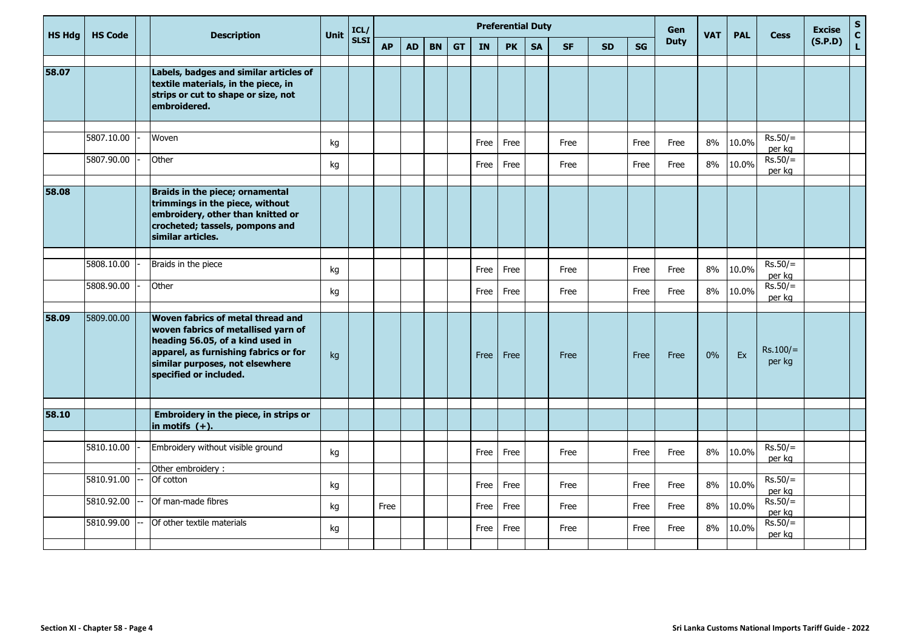| HS Hdg | HS Code | | Description | Unit | ICL/ SLSI | Preferential Duty | | | | | | | | | | Gen Duty | VAT | PAL | Cess | Excise (S.P.D) | S C L |
|---|---|---|---|---|---|---|---|---|---|---|---|---|---|---|---|---|---|---|---|---|---|
| | | | | | | AP | AD | BN | GT | IN | PK | SA | SF | SD | SG | | | | | | |
| **58.07** | | | **Labels, badges and similar articles of textile materials, in the piece, in strips or cut to shape or size, not embroidered.** | | | | | | | | | | | | | | | | | | |
| | 5807.10.00 | - | Woven | kg | | | | | | Free | Free | | Free | | Free | Free | 8% | 10.0% | Rs.50/= per kg | | |
| | 5807.90.00 | - | Other | kg | | | | | | Free | Free | | Free | | Free | Free | 8% | 10.0% | Rs.50/= per kg | | |
| **58.08** | | | **Braids in the piece; ornamental trimmings in the piece, without embroidery, other than knitted or crocheted; tassels, pompons and similar articles.** | | | | | | | | | | | | | | | | | | |
| | 5808.10.00 | - | Braids in the piece | kg | | | | | | Free | Free | | Free | | Free | Free | 8% | 10.0% | Rs.50/= per kg | | |
| | 5808.90.00 | - | Other | kg | | | | | | Free | Free | | Free | | Free | Free | 8% | 10.0% | Rs.50/= per kg | | |
| **58.09** | 5809.00.00 | | **Woven fabrics of metal thread and woven fabrics of metallised yarn of heading 56.05, of a kind used in apparel, as furnishing fabrics or for similar purposes, not elsewhere specified or included.** | kg | | | | | | Free | Free | | Free | | Free | Free | 0% | Ex | Rs.100/= per kg | | |
| **58.10** | | | **Embroidery in the piece, in strips or in motifs (+).** | | | | | | | | | | | | | | | | | | |
| | 5810.10.00 | - | Embroidery without visible ground | kg | | | | | | Free | Free | | Free | | Free | Free | 8% | 10.0% | Rs.50/= per kg | | |
| | | - | Other embroidery : | | | | | | | | | | | | | | | | | | |
| | 5810.91.00 | -- | Of cotton | kg | | | | | | Free | Free | | Free | | Free | Free | 8% | 10.0% | Rs.50/= per kg | | |
| | 5810.92.00 | -- | Of man-made fibres | kg | | Free | | | | Free | Free | | Free | | Free | Free | 8% | 10.0% | Rs.50/= per kg | | |
| | 5810.99.00 | -- | Of other textile materials | kg | | | | | | Free | Free | | Free | | Free | Free | 8% | 10.0% | Rs.50/= per kg | | |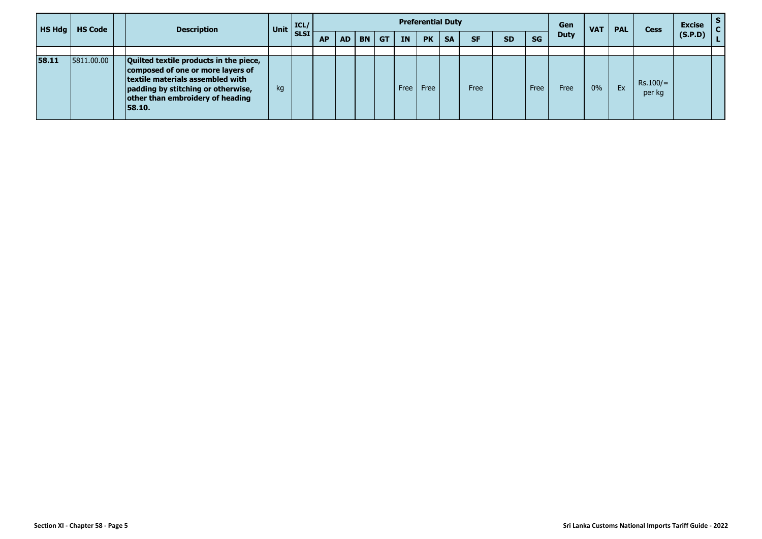| HS Hdg | HS Code | | Description | Unit | ICL/ SLSI | Preferential Duty | | | | | | | | | | Gen Duty | VAT | PAL | Cess | Excise (S.P.D) | S C L |
|---|---|---|---|---|---|---|---|---|---|---|---|---|---|---|---|---|---|---|---|---|---|
| | | | | | | AP | AD | BN | GT | IN | PK | SA | SF | SD | SG | | | | | | |
| | | | | | | | | | | | | | | | | | | | | | |
| **58.11** | 5811.00.00 | | **Quilted textile products in the piece, composed of one or more layers of textile materials assembled with padding by stitching or otherwise, other than embroidery of heading 58.10.** | kg | | | | | | Free | Free | | Free | | Free | Free | 0% | Ex | Rs.100/= per kg | | |